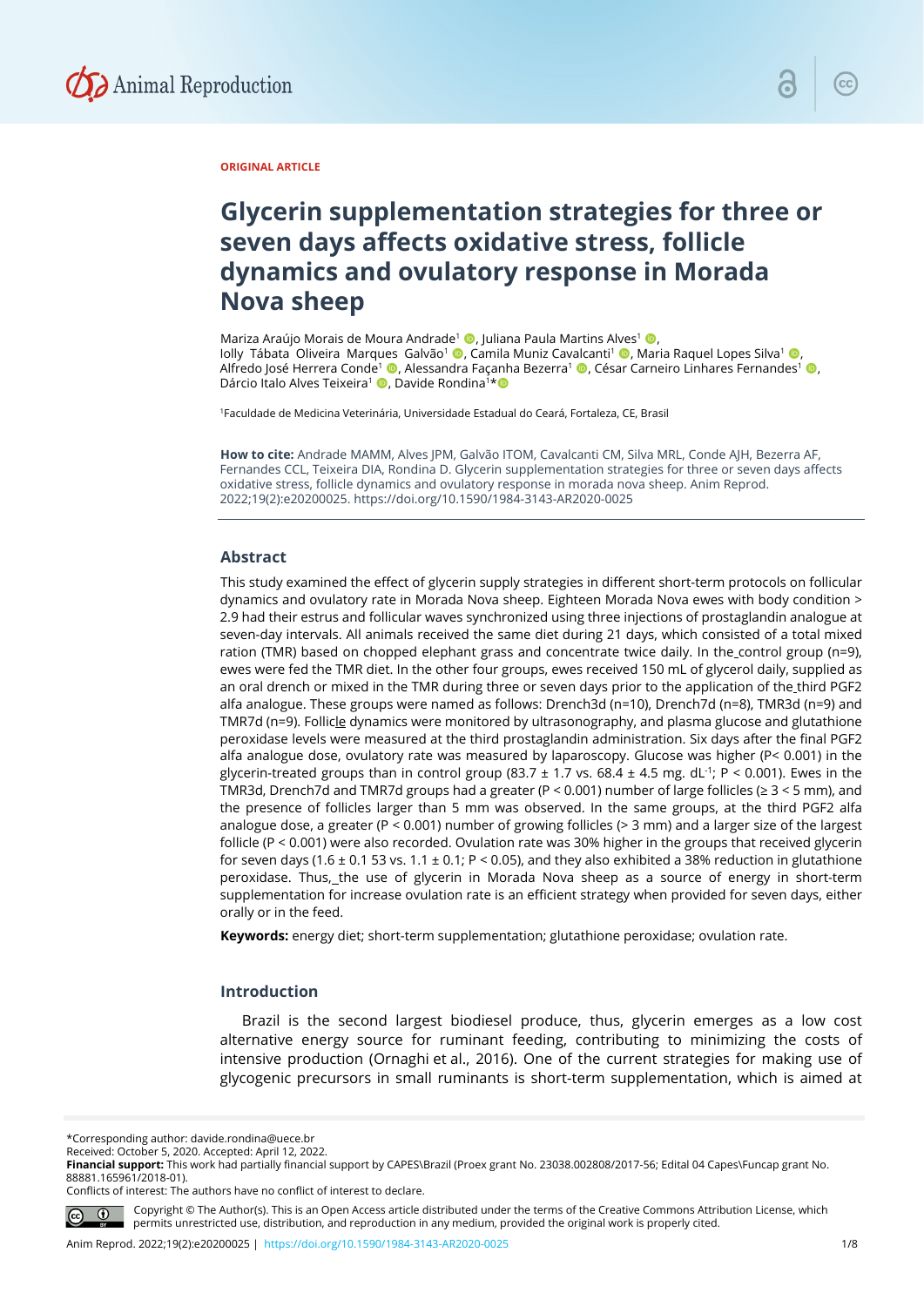ORIGINAL ARTICLE

# Glycerin supplementation strategies for three or seven days affects oxidative stress, follicle dynamics and ovulatory response in Morada Nova sheep

Mariza Araújo Morais de Moura Andrade[1], Juliana Paula Martins Alves[1], Iolly Tábata Oliveira Marques Galvão[1], Camila Muniz Cavalcanti[1], Maria Raquel Lopes Silva[1], Alfredo José Herrera Conde[1], Alessandra Façanha Bezerra[1], César Carneiro Linhares Fernandes[1], Dárcio Italo Alves Teixeira[1], Davide Rondina[1]*

[1]Faculdade de Medicina Veterinária, Universidade Estadual do Ceará, Fortaleza, CE, Brasil

**How to cite:** Andrade MAMM, Alves JPM, Galvão ITOM, Cavalcanti CM, Silva MRL, Conde AJH, Bezerra AF, Fernandes CCL, Teixeira DIA, Rondina D. Glycerin supplementation strategies for three or seven days affects oxidative stress, follicle dynamics and ovulatory response in morada nova sheep. Anim Reprod. 2022;19(2):e20200025. https://doi.org/10.1590/1984-3143-AR2020-0025

## Abstract

This study examined the effect of glycerin supply strategies in different short-term protocols on follicular dynamics and ovulatory rate in Morada Nova sheep. Eighteen Morada Nova ewes with body condition > 2.9 had their estrus and follicular waves synchronized using three injections of prostaglandin analogue at seven-day intervals. All animals received the same diet during 21 days, which consisted of a total mixed ration (TMR) based on chopped elephant grass and concentrate twice daily. In the control group (n=9), ewes were fed the TMR diet. In the other four groups, ewes received 150 mL of glycerol daily, supplied as an oral drench or mixed in the TMR during three or seven days prior to the application of the third PGF2 alfa analogue. These groups were named as follows: Drench3d (n=10), Drench7d (n=8), TMR3d (n=9) and TMR7d (n=9). Follicle dynamics were monitored by ultrasonography, and plasma glucose and glutathione peroxidase levels were measured at the third prostaglandin administration. Six days after the final PGF2 alfa analogue dose, ovulatory rate was measured by laparoscopy. Glucose was higher ($P < 0.001$) in the glycerin-treated groups than in control group ($83.7 \pm 1.7$ vs. $68.4 \pm 4.5$ mg. $dL^{-1}$; $P < 0.001$). Ewes in the TMR3d, Drench7d and TMR7d groups had a greater ($P < 0.001$) number of large follicles ($\geq 3 < 5$ mm), and the presence of follicles larger than 5 mm was observed. In the same groups, at the third PGF2 alfa analogue dose, a greater ($P < 0.001$) number of growing follicles (> 3 mm) and a larger size of the largest follicle ($P < 0.001$) were also recorded. Ovulation rate was 30% higher in the groups that received glycerin for seven days ($1.6 \pm 0.1$ 53 vs. $1.1 \pm 0.1$; $P < 0.05$), and they also exhibited a 38% reduction in glutathione peroxidase. Thus, the use of glycerin in Morada Nova sheep as a source of energy in short-term supplementation for increase ovulation rate is an efficient strategy when provided for seven days, either orally or in the feed.

**Keywords:** energy diet; short-term supplementation; glutathione peroxidase; ovulation rate.

## Introduction

Brazil is the second largest biodiesel produce, thus, glycerin emerges as a low cost alternative energy source for ruminant feeding, contributing to minimizing the costs of intensive production (Ornaghi et al., 2016). One of the current strategies for making use of glycogenic precursors in small ruminants is short-term supplementation, which is aimed at

*Corresponding author: davide.rondina@uece.br
Received: October 5, 2020. Accepted: April 12, 2022.
**Financial support:** This work had partially financial support by CAPES\Brazil (Proex grant No. 23038.002808/2017-56; Edital 04 Capes\Funcap grant No. 88881.165961/2018-01).
Conflicts of interest: The authors have no conflict of interest to declare.

Copyright © The Author(s). This is an Open Access article distributed under the terms of the Creative Commons Attribution License, which permits unrestricted use, distribution, and reproduction in any medium, provided the original work is properly cited.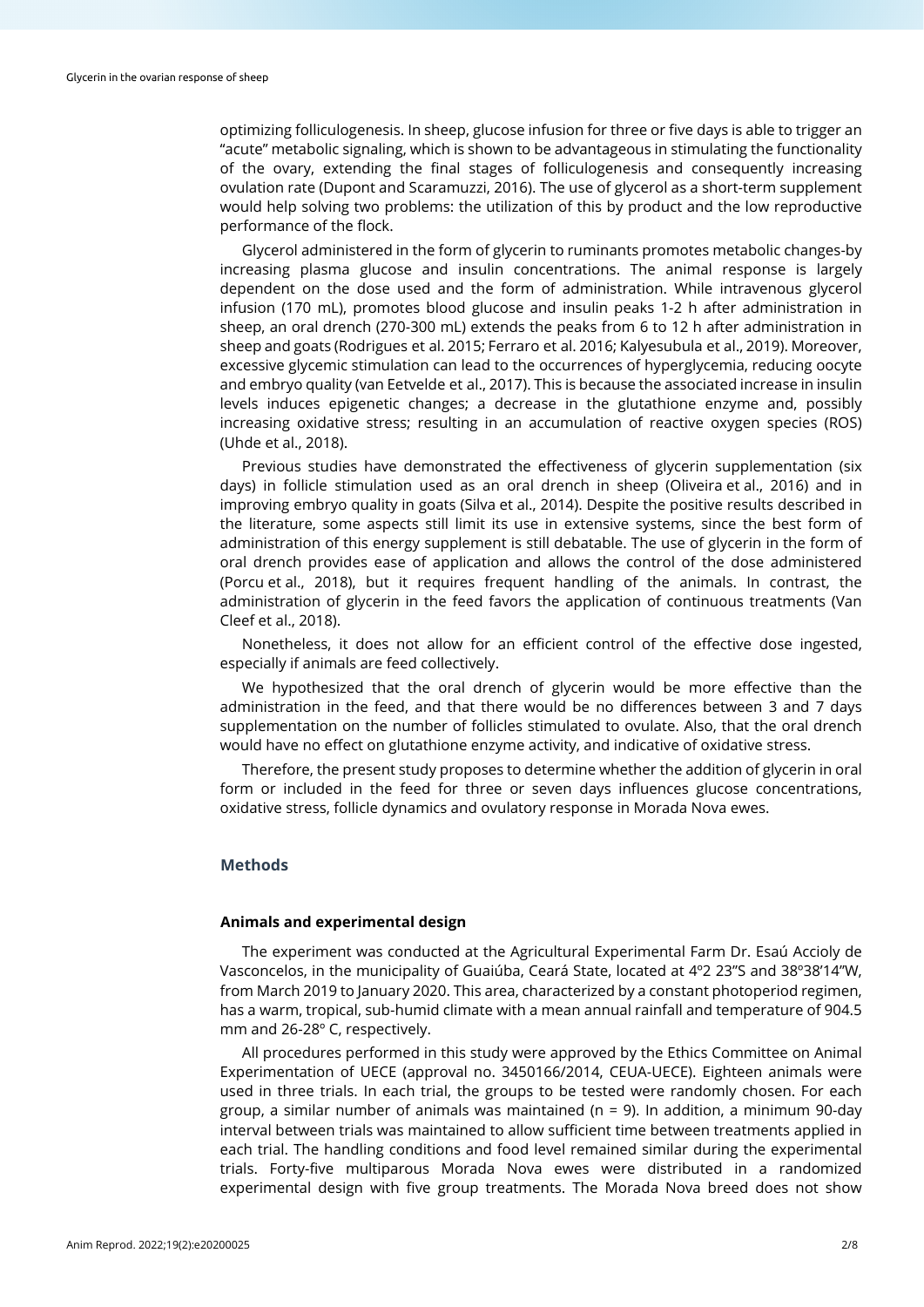optimizing folliculogenesis. In sheep, glucose infusion for three or five days is able to trigger an "acute" metabolic signaling, which is shown to be advantageous in stimulating the functionality of the ovary, extending the final stages of folliculogenesis and consequently increasing ovulation rate (Dupont and Scaramuzzi, 2016). The use of glycerol as a short-term supplement would help solving two problems: the utilization of this by product and the low reproductive performance of the flock.

Glycerol administered in the form of glycerin to ruminants promotes metabolic changes-by increasing plasma glucose and insulin concentrations. The animal response is largely dependent on the dose used and the form of administration. While intravenous glycerol infusion (170 mL), promotes blood glucose and insulin peaks 1-2 h after administration in sheep, an oral drench (270-300 mL) extends the peaks from 6 to 12 h after administration in sheep and goats (Rodrigues et al. 2015; Ferraro et al. 2016; Kalyesubula et al., 2019). Moreover, excessive glycemic stimulation can lead to the occurrences of hyperglycemia, reducing oocyte and embryo quality (van Eetvelde et al., 2017). This is because the associated increase in insulin levels induces epigenetic changes; a decrease in the glutathione enzyme and, possibly increasing oxidative stress; resulting in an accumulation of reactive oxygen species (ROS) (Uhde et al., 2018).

Previous studies have demonstrated the effectiveness of glycerin supplementation (six days) in follicle stimulation used as an oral drench in sheep (Oliveira et al., 2016) and in improving embryo quality in goats (Silva et al., 2014). Despite the positive results described in the literature, some aspects still limit its use in extensive systems, since the best form of administration of this energy supplement is still debatable. The use of glycerin in the form of oral drench provides ease of application and allows the control of the dose administered (Porcu et al., 2018), but it requires frequent handling of the animals. In contrast, the administration of glycerin in the feed favors the application of continuous treatments (Van Cleef et al., 2018).

Nonetheless, it does not allow for an efficient control of the effective dose ingested, especially if animals are feed collectively.

We hypothesized that the oral drench of glycerin would be more effective than the administration in the feed, and that there would be no differences between 3 and 7 days supplementation on the number of follicles stimulated to ovulate. Also, that the oral drench would have no effect on glutathione enzyme activity, and indicative of oxidative stress.

Therefore, the present study proposes to determine whether the addition of glycerin in oral form or included in the feed for three or seven days influences glucose concentrations, oxidative stress, follicle dynamics and ovulatory response in Morada Nova ewes.

## Methods

### Animals and experimental design

The experiment was conducted at the Agricultural Experimental Farm Dr. Esaú Accioly de Vasconcelos, in the municipality of Guaiúba, Ceará State, located at 4º2 23"S and 38º38'14"W, from March 2019 to January 2020. This area, characterized by a constant photoperiod regimen, has a warm, tropical, sub-humid climate with a mean annual rainfall and temperature of 904.5 mm and 26-28º C, respectively.

All procedures performed in this study were approved by the Ethics Committee on Animal Experimentation of UECE (approval no. 3450166/2014, CEUA-UECE). Eighteen animals were used in three trials. In each trial, the groups to be tested were randomly chosen. For each group, a similar number of animals was maintained (n = 9). In addition, a minimum 90-day interval between trials was maintained to allow sufficient time between treatments applied in each trial. The handling conditions and food level remained similar during the experimental trials. Forty-five multiparous Morada Nova ewes were distributed in a randomized experimental design with five group treatments. The Morada Nova breed does not show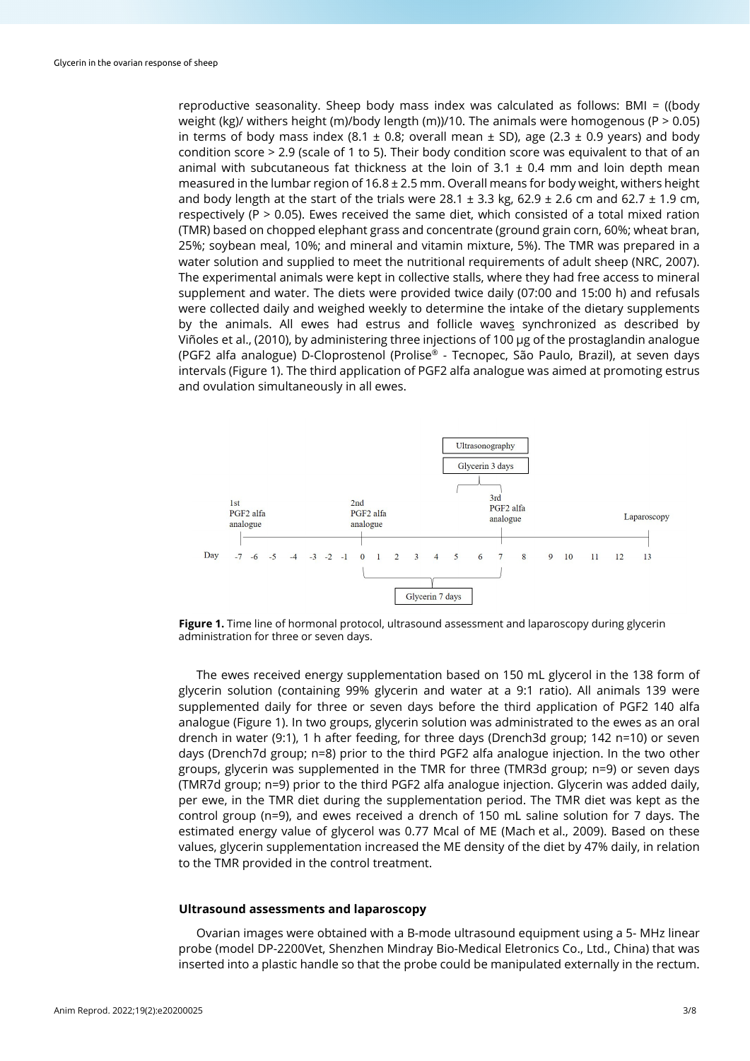reproductive seasonality. Sheep body mass index was calculated as follows: BMI = ((body weight (kg)/ withers height (m)/body length (m))/10. The animals were homogenous ($P > 0.05$) in terms of body mass index (8.1 ± 0.8; overall mean ± SD), age (2.3 ± 0.9 years) and body condition score > 2.9 (scale of 1 to 5). Their body condition score was equivalent to that of an animal with subcutaneous fat thickness at the loin of 3.1 ± 0.4 mm and loin depth mean measured in the lumbar region of 16.8 ± 2.5 mm. Overall means for body weight, withers height and body length at the start of the trials were 28.1 ± 3.3 kg, 62.9 ± 2.6 cm and 62.7 ± 1.9 cm, respectively ($P > 0.05$). Ewes received the same diet, which consisted of a total mixed ration (TMR) based on chopped elephant grass and concentrate (ground grain corn, 60%; wheat bran, 25%; soybean meal, 10%; and mineral and vitamin mixture, 5%). The TMR was prepared in a water solution and supplied to meet the nutritional requirements of adult sheep (NRC, 2007). The experimental animals were kept in collective stalls, where they had free access to mineral supplement and water. The diets were provided twice daily (07:00 and 15:00 h) and refusals were collected daily and weighed weekly to determine the intake of the dietary supplements by the animals. All ewes had estrus and follicle waves synchronized as described by Viñoles et al., (2010), by administering three injections of 100 µg of the prostaglandin analogue (PGF2 alfa analogue) D-Cloprostenol (Prolise® - Tecnopec, São Paulo, Brazil), at seven days intervals (Figure 1). The third application of PGF2 alfa analogue was aimed at promoting estrus and ovulation simultaneously in all ewes.

**Figure 1.** Time line of hormonal protocol, ultrasound assessment and laparoscopy during glycerin administration for three or seven days.

The ewes received energy supplementation based on 150 mL glycerol in the 138 form of glycerin solution (containing 99% glycerin and water at a 9:1 ratio). All animals 139 were supplemented daily for three or seven days before the third application of PGF2 140 alfa analogue (Figure 1). In two groups, glycerin solution was administrated to the ewes as an oral drench in water (9:1), 1 h after feeding, for three days (Drench3d group; 142 n=10) or seven days (Drench7d group; n=8) prior to the third PGF2 alfa analogue injection. In the two other groups, glycerin was supplemented in the TMR for three (TMR3d group; n=9) or seven days (TMR7d group; n=9) prior to the third PGF2 alfa analogue injection. Glycerin was added daily, per ewe, in the TMR diet during the supplementation period. The TMR diet was kept as the control group (n=9), and ewes received a drench of 150 mL saline solution for 7 days. The estimated energy value of glycerol was 0.77 Mcal of ME (Mach et al., 2009). Based on these values, glycerin supplementation increased the ME density of the diet by 47% daily, in relation to the TMR provided in the control treatment.

#### Ultrasound assessments and laparoscopy

Ovarian images were obtained with a B-mode ultrasound equipment using a 5- MHz linear probe (model DP-2200Vet, Shenzhen Mindray Bio-Medical Eletronics Co., Ltd., China) that was inserted into a plastic handle so that the probe could be manipulated externally in the rectum.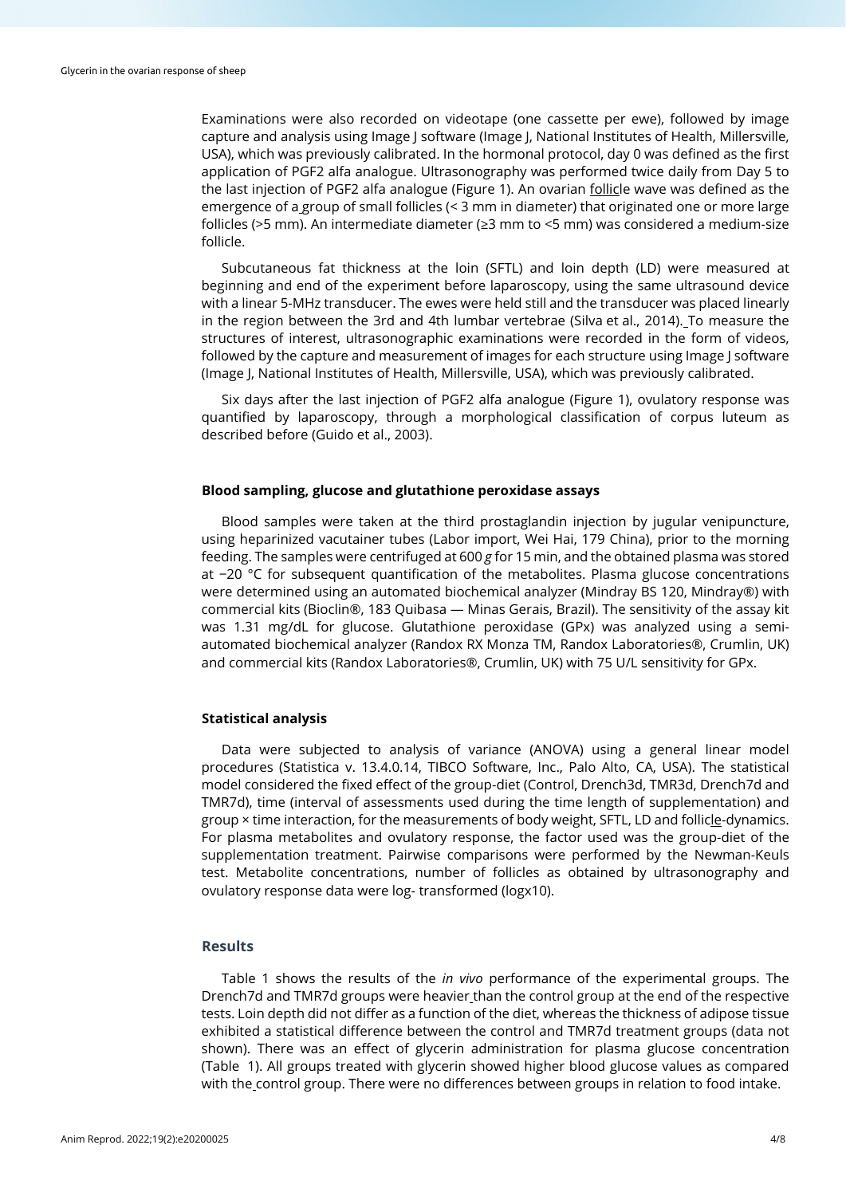Examinations were also recorded on videotape (one cassette per ewe), followed by image capture and analysis using Image J software (Image J, National Institutes of Health, Millersville, USA), which was previously calibrated. In the hormonal protocol, day 0 was defined as the first application of PGF2 alfa analogue. Ultrasonography was performed twice daily from Day 5 to the last injection of PGF2 alfa analogue (Figure 1). An ovarian follicle wave was defined as the emergence of a group of small follicles (< 3 mm in diameter) that originated one or more large follicles (>5 mm). An intermediate diameter (≥3 mm to <5 mm) was considered a medium-size follicle.

Subcutaneous fat thickness at the loin (SFTL) and loin depth (LD) were measured at beginning and end of the experiment before laparoscopy, using the same ultrasound device with a linear 5-MHz transducer. The ewes were held still and the transducer was placed linearly in the region between the 3rd and 4th lumbar vertebrae (Silva et al., 2014). To measure the structures of interest, ultrasonographic examinations were recorded in the form of videos, followed by the capture and measurement of images for each structure using Image J software (Image J, National Institutes of Health, Millersville, USA), which was previously calibrated.

Six days after the last injection of PGF2 alfa analogue (Figure 1), ovulatory response was quantified by laparoscopy, through a morphological classification of corpus luteum as described before (Guido et al., 2003).

### Blood sampling, glucose and glutathione peroxidase assays

Blood samples were taken at the third prostaglandin injection by jugular venipuncture, using heparinized vacutainer tubes (Labor import, Wei Hai, 179 China), prior to the morning feeding. The samples were centrifuged at 600 *g* for 15 min, and the obtained plasma was stored at −20 °C for subsequent quantification of the metabolites. Plasma glucose concentrations were determined using an automated biochemical analyzer (Mindray BS 120, Mindray®) with commercial kits (Bioclin®, 183 Quibasa — Minas Gerais, Brazil). The sensitivity of the assay kit was 1.31 mg/dL for glucose. Glutathione peroxidase (GPx) was analyzed using a semi-automated biochemical analyzer (Randox RX Monza TM, Randox Laboratories®, Crumlin, UK) and commercial kits (Randox Laboratories®, Crumlin, UK) with 75 U/L sensitivity for GPx.

### Statistical analysis

Data were subjected to analysis of variance (ANOVA) using a general linear model procedures (Statistica v. 13.4.0.14, TIBCO Software, Inc., Palo Alto, CA, USA). The statistical model considered the fixed effect of the group-diet (Control, Drench3d, TMR3d, Drench7d and TMR7d), time (interval of assessments used during the time length of supplementation) and group × time interaction, for the measurements of body weight, SFTL, LD and follicle-dynamics. For plasma metabolites and ovulatory response, the factor used was the group-diet of the supplementation treatment. Pairwise comparisons were performed by the Newman-Keuls test. Metabolite concentrations, number of follicles as obtained by ultrasonography and ovulatory response data were log- transformed (logx10).

## Results

Table 1 shows the results of the *in vivo* performance of the experimental groups. The Drench7d and TMR7d groups were heavier than the control group at the end of the respective tests. Loin depth did not differ as a function of the diet, whereas the thickness of adipose tissue exhibited a statistical difference between the control and TMR7d treatment groups (data not shown). There was an effect of glycerin administration for plasma glucose concentration (Table 1). All groups treated with glycerin showed higher blood glucose values as compared with the control group. There were no differences between groups in relation to food intake.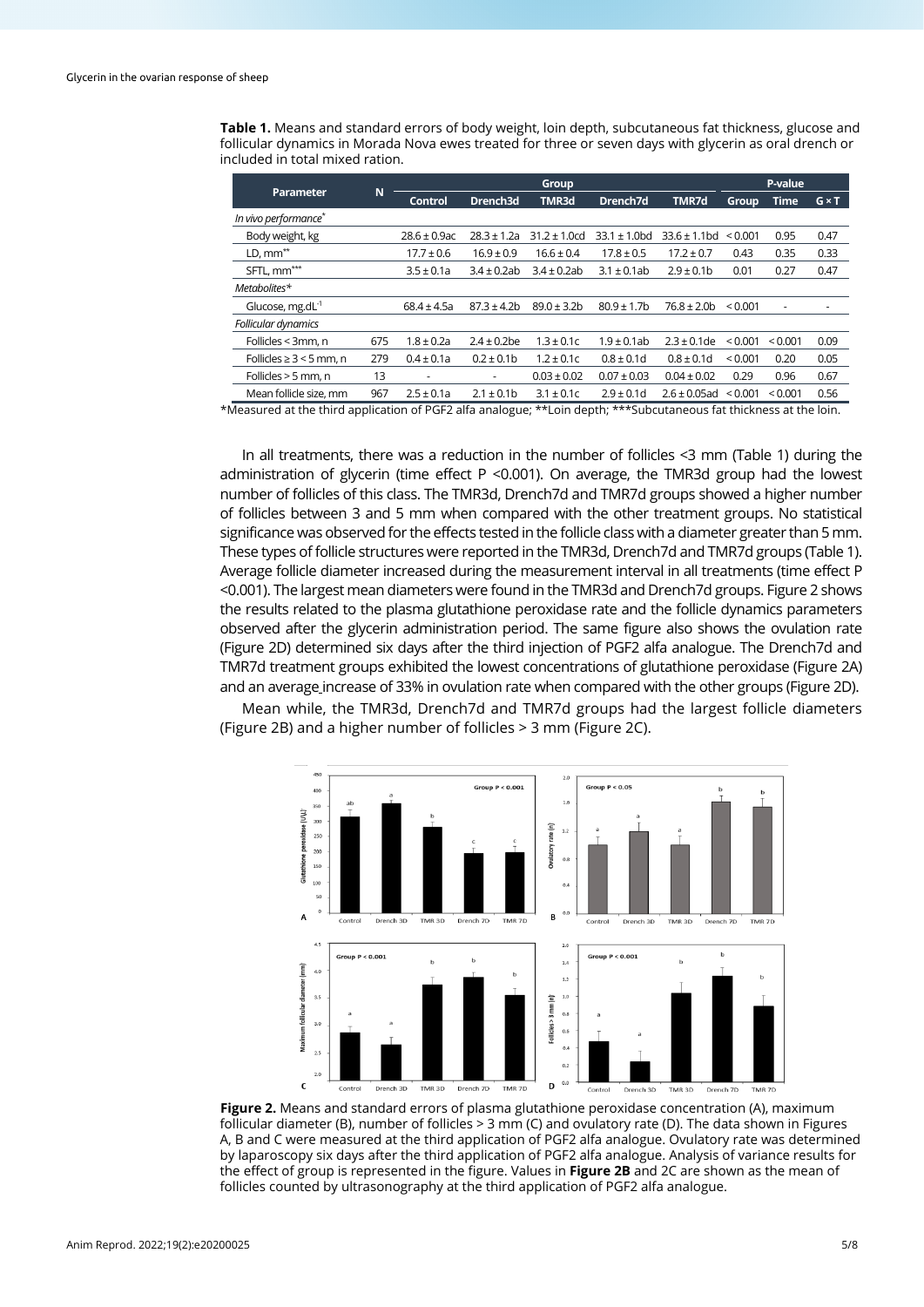**Table 1.** Means and standard errors of body weight, loin depth, subcutaneous fat thickness, glucose and follicular dynamics in Morada Nova ewes treated for three or seven days with glycerin as oral drench or included in total mixed ration.

| Parameter | N | Group | | | | | P-value | | |
|---|---|---|---|---|---|---|---|---|---|
| | | Control | Drench3d | TMR3d | Drench7d | TMR7d | Group | Time | G × T |
| *In vivo performance*\* | | | | | | | | | |
| Body weight, kg | | 28.6 ± 0.9ac | 28.3 ± 1.2a | 31.2 ± 1.0cd | 33.1 ± 1.0bd | 33.6 ± 1.1bd | < 0.001 | 0.95 | 0.47 |
| LD, mm** | | 17.7 ± 0.6 | 16.9 ± 0.9 | 16.6 ± 0.4 | 17.8 ± 0.5 | 17.2 ± 0.7 | 0.43 | 0.35 | 0.33 |
| SFTL, mm*** | | 3.5 ± 0.1a | 3.4 ± 0.2ab | 3.4 ± 0.2ab | 3.1 ± 0.1ab | 2.9 ± 0.1b | 0.01 | 0.27 | 0.47 |
| *Metabolites*\* | | | | | | | | | |
| Glucose, mg.dL$^{-1}$ | | 68.4 ± 4.5a | 87.3 ± 4.2b | 89.0 ± 3.2b | 80.9 ± 1.7b | 76.8 ± 2.0b | < 0.001 | - | - |
| *Follicular dynamics* | | | | | | | | | |
| Follicles < 3mm, n | 675 | 1.8 ± 0.2a | 2.4 ± 0.2be | 1.3 ± 0.1c | 1.9 ± 0.1ab | 2.3 ± 0.1de | < 0.001 | < 0.001 | 0.09 |
| Follicles ≥ 3 < 5 mm, n | 279 | 0.4 ± 0.1a | 0.2 ± 0.1b | 1.2 ± 0.1c | 0.8 ± 0.1d | 0.8 ± 0.1d | < 0.001 | 0.20 | 0.05 |
| Follicles > 5 mm, n | 13 | - | - | 0.03 ± 0.02 | 0.07 ± 0.03 | 0.04 ± 0.02 | 0.29 | 0.96 | 0.67 |
| Mean follicle size, mm | 967 | 2.5 ± 0.1a | 2.1 ± 0.1b | 3.1 ± 0.1c | 2.9 ± 0.1d | 2.6 ± 0.05ad | < 0.001 | < 0.001 | 0.56 |

\*Measured at the third application of PGF2 alfa analogue; **Loin depth; ***Subcutaneous fat thickness at the loin.

In all treatments, there was a reduction in the number of follicles <3 mm (Table 1) during the administration of glycerin (time effect $P < 0.001$). On average, the TMR3d group had the lowest number of follicles of this class. The TMR3d, Drench7d and TMR7d groups showed a higher number of follicles between 3 and 5 mm when compared with the other treatment groups. No statistical significance was observed for the effects tested in the follicle class with a diameter greater than 5 mm. These types of follicle structures were reported in the TMR3d, Drench7d and TMR7d groups (Table 1). Average follicle diameter increased during the measurement interval in all treatments (time effect $P < 0.001$). The largest mean diameters were found in the TMR3d and Drench7d groups. Figure 2 shows the results related to the plasma glutathione peroxidase rate and the follicle dynamics parameters observed after the glycerin administration period. The same figure also shows the ovulation rate (Figure 2D) determined six days after the third injection of PGF2 alfa analogue. The Drench7d and TMR7d treatment groups exhibited the lowest concentrations of glutathione peroxidase (Figure 2A) and an average increase of 33% in ovulation rate when compared with the other groups (Figure 2D).

Mean while, the TMR3d, Drench7d and TMR7d groups had the largest follicle diameters (Figure 2B) and a higher number of follicles > 3 mm (Figure 2C).

**Figure 2.** Means and standard errors of plasma glutathione peroxidase concentration (A), maximum follicular diameter (B), number of follicles > 3 mm (C) and ovulatory rate (D). The data shown in Figures A, B and C were measured at the third application of PGF2 alfa analogue. Ovulatory rate was determined by laparoscopy six days after the third application of PGF2 alfa analogue. Analysis of variance results for the effect of group is represented in the figure. Values in **Figure 2B** and 2C are shown as the mean of follicles counted by ultrasonography at the third application of PGF2 alfa analogue.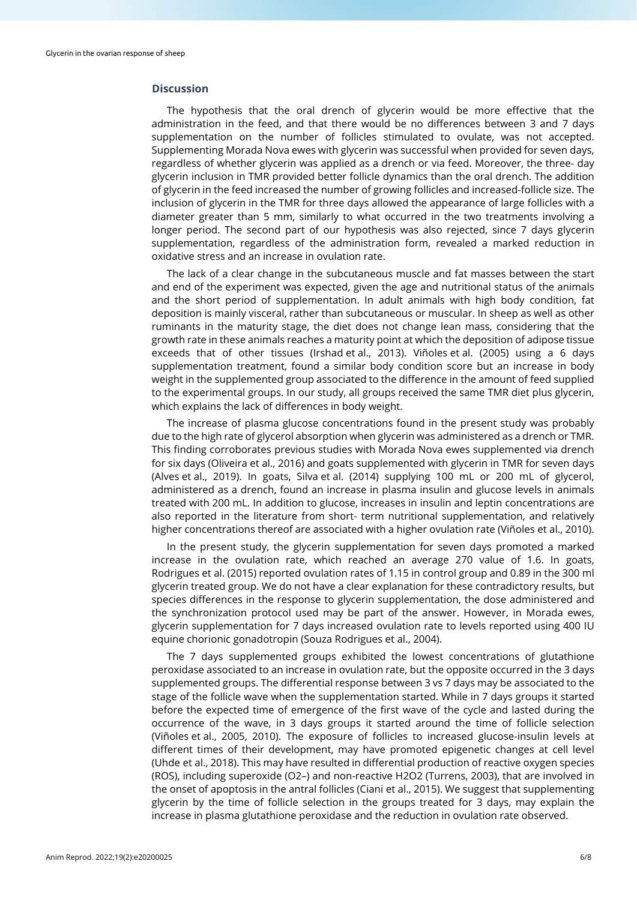## Discussion

The hypothesis that the oral drench of glycerin would be more effective that the administration in the feed, and that there would be no differences between 3 and 7 days supplementation on the number of follicles stimulated to ovulate, was not accepted. Supplementing Morada Nova ewes with glycerin was successful when provided for seven days, regardless of whether glycerin was applied as a drench or via feed. Moreover, the three- day glycerin inclusion in TMR provided better follicle dynamics than the oral drench. The addition of glycerin in the feed increased the number of growing follicles and increased-follicle size. The inclusion of glycerin in the TMR for three days allowed the appearance of large follicles with a diameter greater than 5 mm, similarly to what occurred in the two treatments involving a longer period. The second part of our hypothesis was also rejected, since 7 days glycerin supplementation, regardless of the administration form, revealed a marked reduction in oxidative stress and an increase in ovulation rate.

The lack of a clear change in the subcutaneous muscle and fat masses between the start and end of the experiment was expected, given the age and nutritional status of the animals and the short period of supplementation. In adult animals with high body condition, fat deposition is mainly visceral, rather than subcutaneous or muscular. In sheep as well as other ruminants in the maturity stage, the diet does not change lean mass, considering that the growth rate in these animals reaches a maturity point at which the deposition of adipose tissue exceeds that of other tissues (Irshad et al., 2013). Viñoles et al. (2005) using a 6 days supplementation treatment, found a similar body condition score but an increase in body weight in the supplemented group associated to the difference in the amount of feed supplied to the experimental groups. In our study, all groups received the same TMR diet plus glycerin, which explains the lack of differences in body weight.

The increase of plasma glucose concentrations found in the present study was probably due to the high rate of glycerol absorption when glycerin was administered as a drench or TMR. This finding corroborates previous studies with Morada Nova ewes supplemented via drench for six days (Oliveira et al., 2016) and goats supplemented with glycerin in TMR for seven days (Alves et al., 2019). In goats, Silva et al. (2014) supplying 100 mL or 200 mL of glycerol, administered as a drench, found an increase in plasma insulin and glucose levels in animals treated with 200 mL. In addition to glucose, increases in insulin and leptin concentrations are also reported in the literature from short- term nutritional supplementation, and relatively higher concentrations thereof are associated with a higher ovulation rate (Viñoles et al., 2010).

In the present study, the glycerin supplementation for seven days promoted a marked increase in the ovulation rate, which reached an average 270 value of 1.6. In goats, Rodrigues et al. (2015) reported ovulation rates of 1.15 in control group and 0.89 in the 300 ml glycerin treated group. We do not have a clear explanation for these contradictory results, but species differences in the response to glycerin supplementation, the dose administered and the synchronization protocol used may be part of the answer. However, in Morada ewes, glycerin supplementation for 7 days increased ovulation rate to levels reported using 400 IU equine chorionic gonadotropin (Souza Rodrigues et al., 2004).

The 7 days supplemented groups exhibited the lowest concentrations of glutathione peroxidase associated to an increase in ovulation rate, but the opposite occurred in the 3 days supplemented groups. The differential response between 3 vs 7 days may be associated to the stage of the follicle wave when the supplementation started. While in 7 days groups it started before the expected time of emergence of the first wave of the cycle and lasted during the occurrence of the wave, in 3 days groups it started around the time of follicle selection (Viñoles et al., 2005, 2010). The exposure of follicles to increased glucose-insulin levels at different times of their development, may have promoted epigenetic changes at cell level (Uhde et al., 2018). This may have resulted in differential production of reactive oxygen species (ROS), including superoxide ($O_2^-$) and non-reactive $H_2O_2$ (Turrens, 2003), that are involved in the onset of apoptosis in the antral follicles (Ciani et al., 2015). We suggest that supplementing glycerin by the time of follicle selection in the groups treated for 3 days, may explain the increase in plasma glutathione peroxidase and the reduction in ovulation rate observed.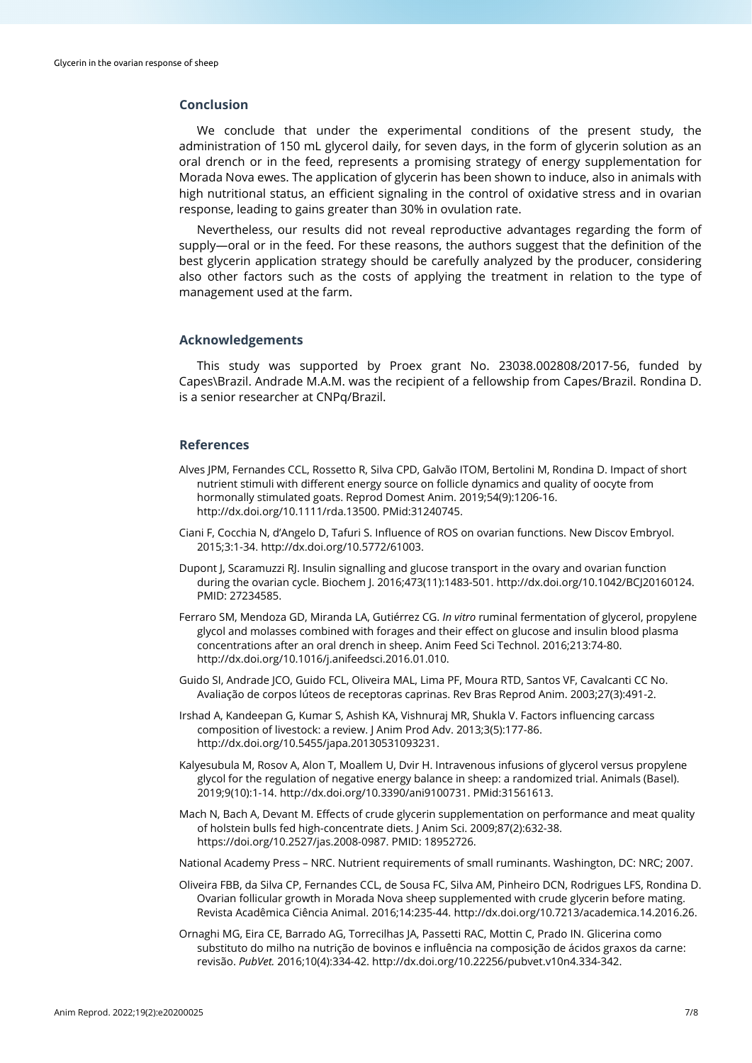## Conclusion

We conclude that under the experimental conditions of the present study, the administration of 150 mL glycerol daily, for seven days, in the form of glycerin solution as an oral drench or in the feed, represents a promising strategy of energy supplementation for Morada Nova ewes. The application of glycerin has been shown to induce, also in animals with high nutritional status, an efficient signaling in the control of oxidative stress and in ovarian response, leading to gains greater than 30% in ovulation rate.

Nevertheless, our results did not reveal reproductive advantages regarding the form of supply—oral or in the feed. For these reasons, the authors suggest that the definition of the best glycerin application strategy should be carefully analyzed by the producer, considering also other factors such as the costs of applying the treatment in relation to the type of management used at the farm.

## Acknowledgements

This study was supported by Proex grant No. 23038.002808/2017-56, funded by Capes\Brazil. Andrade M.A.M. was the recipient of a fellowship from Capes/Brazil. Rondina D. is a senior researcher at CNPq/Brazil.

## References

Alves JPM, Fernandes CCL, Rossetto R, Silva CPD, Galvão ITOM, Bertolini M, Rondina D. Impact of short nutrient stimuli with different energy source on follicle dynamics and quality of oocyte from hormonally stimulated goats. Reprod Domest Anim. 2019;54(9):1206-16. http://dx.doi.org/10.1111/rda.13500. PMid:31240745.

Ciani F, Cocchia N, d'Angelo D, Tafuri S. Influence of ROS on ovarian functions. New Discov Embryol. 2015;3:1-34. http://dx.doi.org/10.5772/61003.

Dupont J, Scaramuzzi RJ. Insulin signalling and glucose transport in the ovary and ovarian function during the ovarian cycle. Biochem J. 2016;473(11):1483-501. http://dx.doi.org/10.1042/BCJ20160124. PMID: 27234585.

Ferraro SM, Mendoza GD, Miranda LA, Gutiérrez CG. *In vitro* ruminal fermentation of glycerol, propylene glycol and molasses combined with forages and their effect on glucose and insulin blood plasma concentrations after an oral drench in sheep. Anim Feed Sci Technol. 2016;213:74-80. http://dx.doi.org/10.1016/j.anifeedsci.2016.01.010.

Guido SI, Andrade JCO, Guido FCL, Oliveira MAL, Lima PF, Moura RTD, Santos VF, Cavalcanti CC No. Avaliação de corpos lúteos de receptoras caprinas. Rev Bras Reprod Anim. 2003;27(3):491-2.

Irshad A, Kandeepan G, Kumar S, Ashish KA, Vishnuraj MR, Shukla V. Factors influencing carcass composition of livestock: a review. J Anim Prod Adv. 2013;3(5):177-86. http://dx.doi.org/10.5455/japa.20130531093231.

Kalyesubula M, Rosov A, Alon T, Moallem U, Dvir H. Intravenous infusions of glycerol versus propylene glycol for the regulation of negative energy balance in sheep: a randomized trial. Animals (Basel). 2019;9(10):1-14. http://dx.doi.org/10.3390/ani9100731. PMid:31561613.

Mach N, Bach A, Devant M. Effects of crude glycerin supplementation on performance and meat quality of holstein bulls fed high-concentrate diets. J Anim Sci. 2009;87(2):632-38. https://doi.org/10.2527/jas.2008-0987. PMID: 18952726.

National Academy Press – NRC. Nutrient requirements of small ruminants. Washington, DC: NRC; 2007.

Oliveira FBB, da Silva CP, Fernandes CCL, de Sousa FC, Silva AM, Pinheiro DCN, Rodrigues LFS, Rondina D. Ovarian follicular growth in Morada Nova sheep supplemented with crude glycerin before mating. Revista Acadêmica Ciência Animal. 2016;14:235-44. http://dx.doi.org/10.7213/academica.14.2016.26.

Ornaghi MG, Eira CE, Barrado AG, Torrecilhas JA, Passetti RAC, Mottin C, Prado IN. Glicerina como substituto do milho na nutrição de bovinos e influência na composição de ácidos graxos da carne: revisão. *PubVet.* 2016;10(4):334-42. http://dx.doi.org/10.22256/pubvet.v10n4.334-342.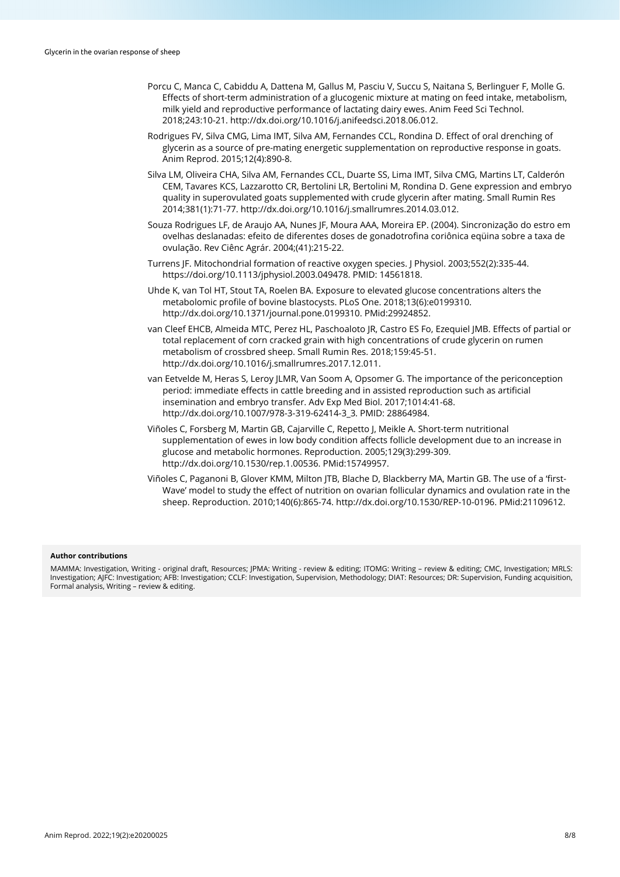Porcu C, Manca C, Cabiddu A, Dattena M, Gallus M, Pasciu V, Succu S, Naitana S, Berlinguer F, Molle G. Effects of short-term administration of a glucogenic mixture at mating on feed intake, metabolism, milk yield and reproductive performance of lactating dairy ewes. Anim Feed Sci Technol. 2018;243:10-21. http://dx.doi.org/10.1016/j.anifeedsci.2018.06.012.

Rodrigues FV, Silva CMG, Lima IMT, Silva AM, Fernandes CCL, Rondina D. Effect of oral drenching of glycerin as a source of pre-mating energetic supplementation on reproductive response in goats. Anim Reprod. 2015;12(4):890-8.

Silva LM, Oliveira CHA, Silva AM, Fernandes CCL, Duarte SS, Lima IMT, Silva CMG, Martins LT, Calderón CEM, Tavares KCS, Lazzarotto CR, Bertolini LR, Bertolini M, Rondina D. Gene expression and embryo quality in superovulated goats supplemented with crude glycerin after mating. Small Rumin Res 2014;381(1):71-77. http://dx.doi.org/10.1016/j.smallrumres.2014.03.012.

Souza Rodrigues LF, de Araujo AA, Nunes JF, Moura AAA, Moreira EP. (2004). Sincronização do estro em ovelhas deslanadas: efeito de diferentes doses de gonadotrofina coriônica eqüina sobre a taxa de ovulação. Rev Ciênc Agrár. 2004;(41):215-22.

Turrens JF. Mitochondrial formation of reactive oxygen species. J Physiol. 2003;552(2):335-44. https://doi.org/10.1113/jphysiol.2003.049478. PMID: 14561818.

Uhde K, van Tol HT, Stout TA, Roelen BA. Exposure to elevated glucose concentrations alters the metabolomic profile of bovine blastocysts. PLoS One. 2018;13(6):e0199310. http://dx.doi.org/10.1371/journal.pone.0199310. PMid:29924852.

van Cleef EHCB, Almeida MTC, Perez HL, Paschoaloto JR, Castro ES Fo, Ezequiel JMB. Effects of partial or total replacement of corn cracked grain with high concentrations of crude glycerin on rumen metabolism of crossbred sheep. Small Rumin Res. 2018;159:45-51. http://dx.doi.org/10.1016/j.smallrumres.2017.12.011.

van Eetvelde M, Heras S, Leroy JLMR, Van Soom A, Opsomer G. The importance of the periconception period: immediate effects in cattle breeding and in assisted reproduction such as artificial insemination and embryo transfer. Adv Exp Med Biol. 2017;1014:41-68. http://dx.doi.org/10.1007/978-3-319-62414-3_3. PMID: 28864984.

Viñoles C, Forsberg M, Martin GB, Cajarville C, Repetto J, Meikle A. Short-term nutritional supplementation of ewes in low body condition affects follicle development due to an increase in glucose and metabolic hormones. Reproduction. 2005;129(3):299-309. http://dx.doi.org/10.1530/rep.1.00536. PMid:15749957.

Viñoles C, Paganoni B, Glover KMM, Milton JTB, Blache D, Blackberry MA, Martin GB. The use of a 'first-Wave' model to study the effect of nutrition on ovarian follicular dynamics and ovulation rate in the sheep. Reproduction. 2010;140(6):865-74. http://dx.doi.org/10.1530/REP-10-0196. PMid:21109612.

**Author contributions**

MAMMA: Investigation, Writing - original draft, Resources; JPMA: Writing - review & editing; ITOMG: Writing – review & editing; CMC, Investigation; MRLS: Investigation; AJFC: Investigation; AFB: Investigation; CCLF: Investigation, Supervision, Methodology; DIAT: Resources; DR: Supervision, Funding acquisition, Formal analysis, Writing – review & editing.